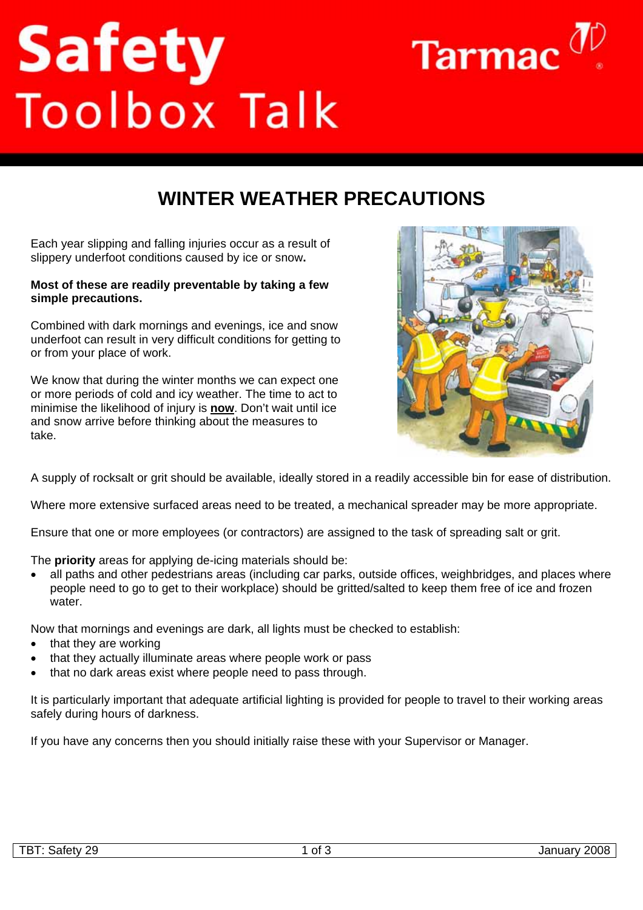# Safety Toolbox Talk

Tarmac

## WINTER WEATHER PRECAUTIONS

Each year slipping and falling injuries occur as a result of slippery underfoot conditions caused by ice or snow**.**

**Most of these are readily preventable by taking a few simple precautions.**

Combined with dark mornings and evenings, ice and snow underfoot can result in very difficult conditions for getting to or from your place of work.

We know that during the winter months we can expect one or more periods of cold and icy weather. The time to act to minimise the likelihood of injury is **now**. Don't wait until ice and snow arrive before thinking about the measures to take.

A supply of rocksalt or grit should be available, ideally stored in a readily accessible bin for ease of distribution.

Where more extensive surfaced areas need to be treated, a mechanical spreader may be more appropriate.

Ensure that one or more employees (or contractors) are assigned to the task of spreading salt or grit.

The **priority** areas for applying de-icing materials should be:

- all paths and other pedestrians areas (including car parks, outside offices, weighbridges, and places where people need to go to get to their workplace) should be gritted/salted to keep them free of ice and frozen water.

Now that mornings and evenings are dark, all lights must be checked to establish:

- that they are working
- that they actually illuminate areas where people work or pass
- that no dark areas exist where people need to pass through.

It is particularly important that adequate artificial lighting is provided for people to travel to their working areas safely during hours of darkness.

If you have any concerns then you should initially raise these with your Supervisor or Manager.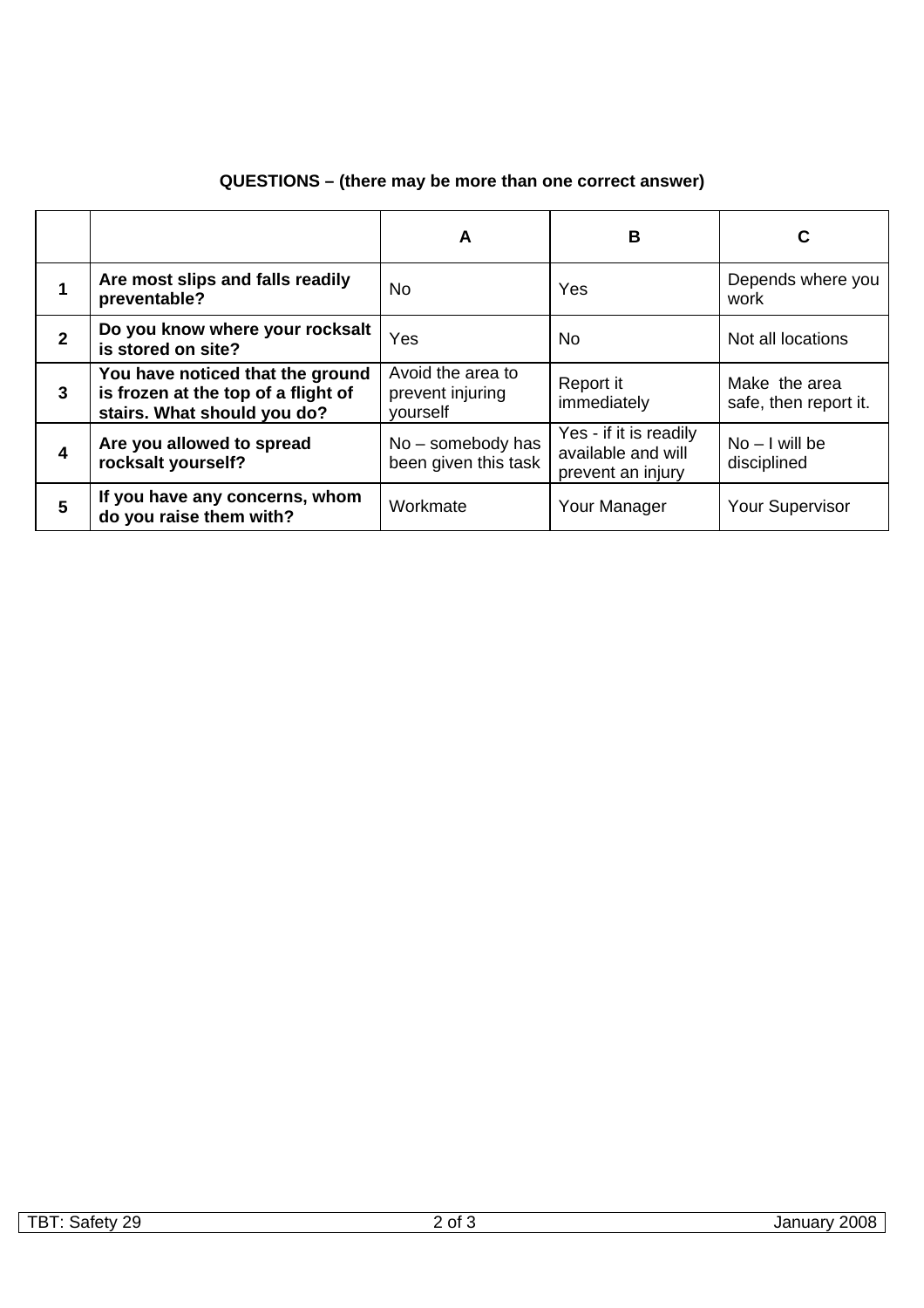**QUESTIONS – (there may be more than one correct answer)**

| | | A | B | C |
|---|---|---|---|---|
| **1** | **Are most slips and falls readily preventable?** | No | Yes | Depends where you work |
| **2** | **Do you know where your rocksalt is stored on site?** | Yes | No | Not all locations |
| **3** | **You have noticed that the ground is frozen at the top of a flight of stairs. What should you do?** | Avoid the area to prevent injuring yourself | Report it immediately | Make the area safe, then report it. |
| **4** | **Are you allowed to spread rocksalt yourself?** | No – somebody has been given this task | Yes - if it is readily available and will prevent an injury | No – I will be disciplined |
| **5** | **If you have any concerns, whom do you raise them with?** | Workmate | Your Manager | Your Supervisor |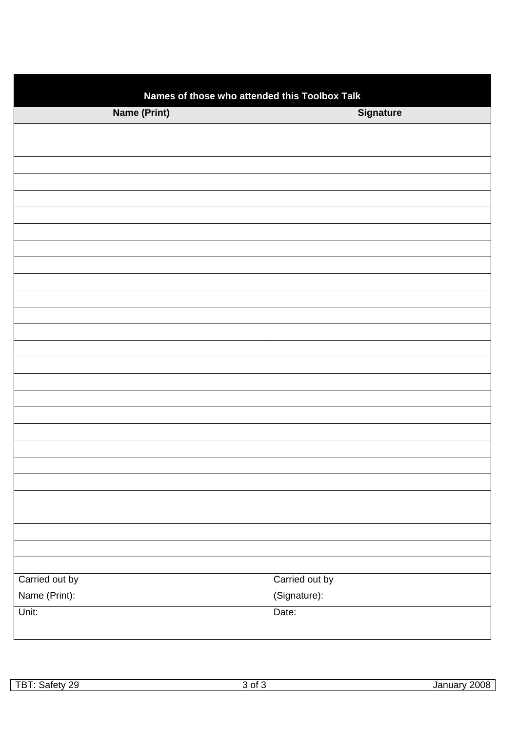| Names of those who attended this Toolbox Talk | |
|---|---|
| **Name (Print)** | **Signature** |
| | |
| | |
| | |
| | |
| | |
| | |
| | |
| | |
| | |
| | |
| | |
| | |
| | |
| | |
| | |
| | |
| | |
| | |
| | |
| | |
| | |
| | |
| | |
| | |
| | |
| | |
| | |
| Carried out by Name (Print): | Carried out by (Signature): |
| Unit: | Date: |